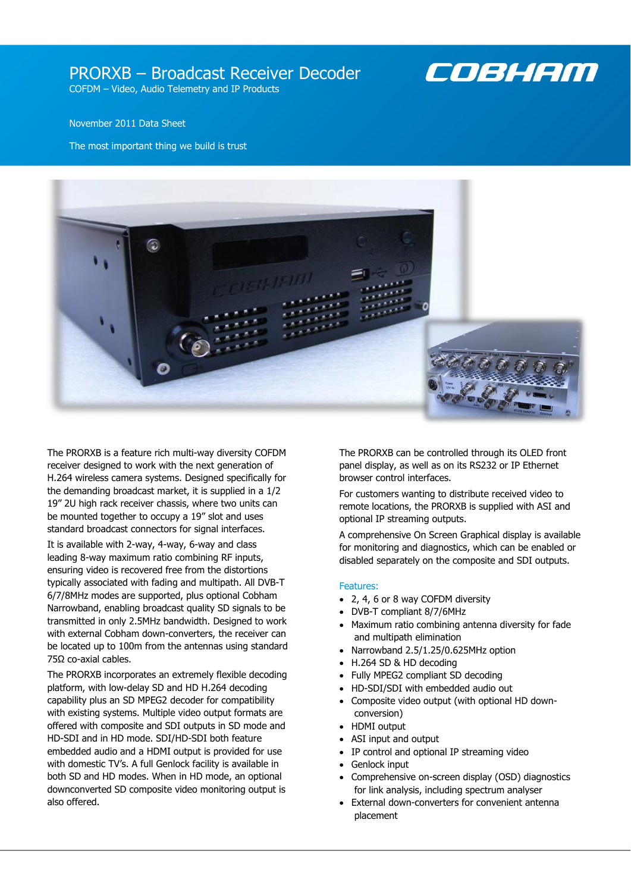# PRORXB – Broadcast Receiver Decoder

COFDM – Video, Audio Telemetry and IP Products

November 2011 Data Sheet

The most important thing we build is trust

The PRORXB is a feature rich multi-way diversity COFDM receiver designed to work with the next generation of H.264 wireless camera systems. Designed specifically for the demanding broadcast market, it is supplied in a 1/2 19" 2U high rack receiver chassis, where two units can be mounted together to occupy a 19" slot and uses standard broadcast connectors for signal interfaces.

It is available with 2-way, 4-way, 6-way and class leading 8-way maximum ratio combining RF inputs, ensuring video is recovered free from the distortions typically associated with fading and multipath. All DVB-T 6/7/8MHz modes are supported, plus optional Cobham Narrowband, enabling broadcast quality SD signals to be transmitted in only 2.5MHz bandwidth. Designed to work with external Cobham down-converters, the receiver can be located up to 100m from the antennas using standard 75Ω co-axial cables.

The PRORXB incorporates an extremely flexible decoding platform, with low-delay SD and HD H.264 decoding capability plus an SD MPEG2 decoder for compatibility with existing systems. Multiple video output formats are offered with composite and SDI outputs in SD mode and HD-SDI and in HD mode. SDI/HD-SDI both feature embedded audio and a HDMI output is provided for use with domestic TV's. A full Genlock facility is available in both SD and HD modes. When in HD mode, an optional downconverted SD composite video monitoring output is also offered.

The PRORXB can be controlled through its OLED front panel display, as well as on its RS232 or IP Ethernet browser control interfaces.

For customers wanting to distribute received video to remote locations, the PRORXB is supplied with ASI and optional IP streaming outputs.

A comprehensive On Screen Graphical display is available for monitoring and diagnostics, which can be enabled or disabled separately on the composite and SDI outputs.

## Features:

- 2, 4, 6 or 8 way COFDM diversity
- DVB-T compliant 8/7/6MHz
- Maximum ratio combining antenna diversity for fade and multipath elimination
- Narrowband 2.5/1.25/0.625MHz option
- H.264 SD & HD decoding
- Fully MPEG2 compliant SD decoding
- HD-SDI/SDI with embedded audio out
- Composite video output (with optional HD down-conversion)
- HDMI output
- ASI input and output
- IP control and optional IP streaming video
- Genlock input
- Comprehensive on-screen display (OSD) diagnostics for link analysis, including spectrum analyser
- External down-converters for convenient antenna placement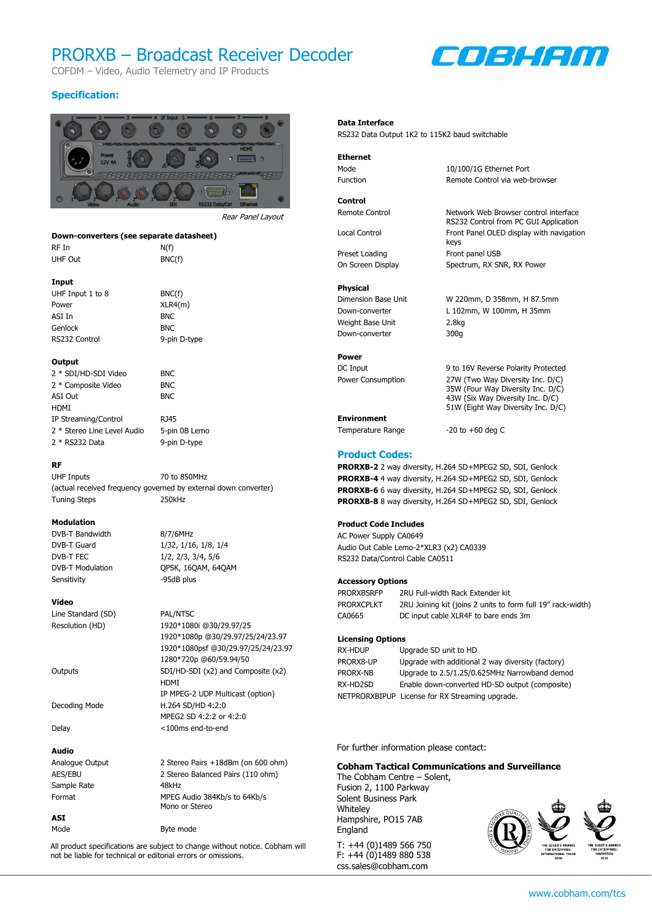# PRORXB – Broadcast Receiver Decoder

COFDM – Video, Audio Telemetry and IP Products

## Specification:

*Rear Panel Layout*

### Down-converters (see separate datasheet)

| | |
|---|---|
| RF In | N(f) |
| UHF Out | BNC(f) |

### Input

| | |
|---|---|
| UHF Input 1 to 8 | BNC(f) |
| Power | XLR4(m) |
| ASI In | BNC |
| Genlock | BNC |
| RS232 Control | 9-pin D-type |

### Output

| | |
|---|---|
| 2 * SDI/HD-SDI Video | BNC |
| 2 * Composite Video | BNC |
| ASI Out | BNC |
| HDMI | |
| IP Streaming/Control | RJ45 |
| 2 * Stereo Line Level Audio | 5-pin 0B Lemo |
| 2 * RS232 Data | 9-pin D-type |

### RF

| | |
|---|---|
| UHF Inputs | 70 to 850MHz |

(actual received frequency governed by external down converter)

| | |
|---|---|
| Tuning Steps | 250kHz |

### Modulation

| | |
|---|---|
| DVB-T Bandwidth | 8/7/6MHz |
| DVB-T Guard | 1/32, 1/16, 1/8, 1/4 |
| DVB-T FEC | 1/2, 2/3, 3/4, 5/6 |
| DVB-T Modulation | QPSK, 16QAM, 64QAM |
| Sensitivity | -95dB plus |

### Video

| | |
|---|---|
| Line Standard (SD) | PAL/NTSC |
| Resolution (HD) | 1920*1080i @30/29.97/25<br>1920*1080p @30/29.97/25/24/23.97<br>1920*1080psf @30/29.97/25/24/23.97<br>1280*720p @60/59.94/50 |
| Outputs | SDI/HD-SDI (x2) and Composite (x2)<br>HDMI<br>IP MPEG-2 UDP Multicast (option) |
| Decoding Mode | H.264 SD/HD 4:2:0<br>MPEG2 SD 4:2:2 or 4:2:0 |
| Delay | <100ms end-to-end |

### Audio

| | |
|---|---|
| Analogue Output | 2 Stereo Pairs +18dBm (on 600 ohm) |
| AES/EBU | 2 Stereo Balanced Pairs (110 ohm) |
| Sample Rate | 48kHz |
| Format | MPEG Audio 384Kb/s to 64Kb/s<br>Mono or Stereo |

### ASI

| | |
|---|---|
| Mode | Byte mode |

All product specifications are subject to change without notice. Cobham will not be liable for technical or editorial errors or omissions.

### Data Interface

RS232 Data Output 1K2 to 115K2 baud switchable

### Ethernet

| | |
|---|---|
| Mode | 10/100/1G Ethernet Port |
| Function | Remote Control via web-browser |

### Control

| | |
|---|---|
| Remote Control | Network Web Browser control interface<br>RS232 Control from PC GUI Application |
| Local Control | Front Panel OLED display with navigation keys |
| Preset Loading | Front panel USB |
| On Screen Display | Spectrum, RX SNR, RX Power |

### Physical

| | |
|---|---|
| Dimension Base Unit | W 220mm, D 358mm, H 87.5mm |
| Down-converter | L 102mm, W 100mm, H 35mm |
| Weight Base Unit | 2.8kg |
| Down-converter | 300g |

### Power

| | |
|---|---|
| DC Input | 9 to 16V Reverse Polarity Protected |
| Power Consumption | 27W (Two Way Diversity Inc. D/C)<br>35W (Four Way Diversity Inc. D/C)<br>43W (Six Way Diversity Inc. D/C)<br>51W (Eight Way Diversity Inc. D/C) |

### Environment

| | |
|---|---|
| Temperature Range | -20 to +60 deg C |

## Product Codes:

**PRORXB-2** 2 way diversity, H.264 SD+MPEG2 SD, SDI, Genlock
**PRORXB-4** 4 way diversity, H.264 SD+MPEG2 SD, SDI, Genlock
**PRORXB-6** 6 way diversity, H.264 SD+MPEG2 SD, SDI, Genlock
**PRORXB-8** 8 way diversity, H.264 SD+MPEG2 SD, SDI, Genlock

### Product Code Includes

AC Power Supply CA0649
Audio Out Cable Lemo-2*XLR3 (x2) CA0339
RS232 Data/Control Cable CA0511

### Accessory Options

| | |
|---|---|
| PRORXBSRFP | 2RU Full-width Rack Extender kit |
| PRORXCPLKT | 2RU Joining kit (joins 2 units to form full 19" rack-width) |
| CA0665 | DC input cable XLR4F to bare ends 3m |

### Licensing Options

| | |
|---|---|
| RX-HDUP | Upgrade SD unit to HD |
| PRORX8-UP | Upgrade with additional 2 way diversity (factory) |
| PRORX-NB | Upgrade to 2.5/1.25/0.625MHz Narrowband demod |
| RX-HD2SD | Enable down-converted HD-SD output (composite) |
| NETPRORXBIPUP | License for RX Streaming upgrade. |

For further information please contact:

**Cobham Tactical Communications and Surveillance**
The Cobham Centre – Solent,
Fusion 2, 1100 Parkway
Solent Business Park
Whiteley
Hampshire, PO15 7AB
England

T: +44 (0)1489 566 750
F: +44 (0)1489 880 538
css.sales@cobham.com

www.cobham.com/tcs